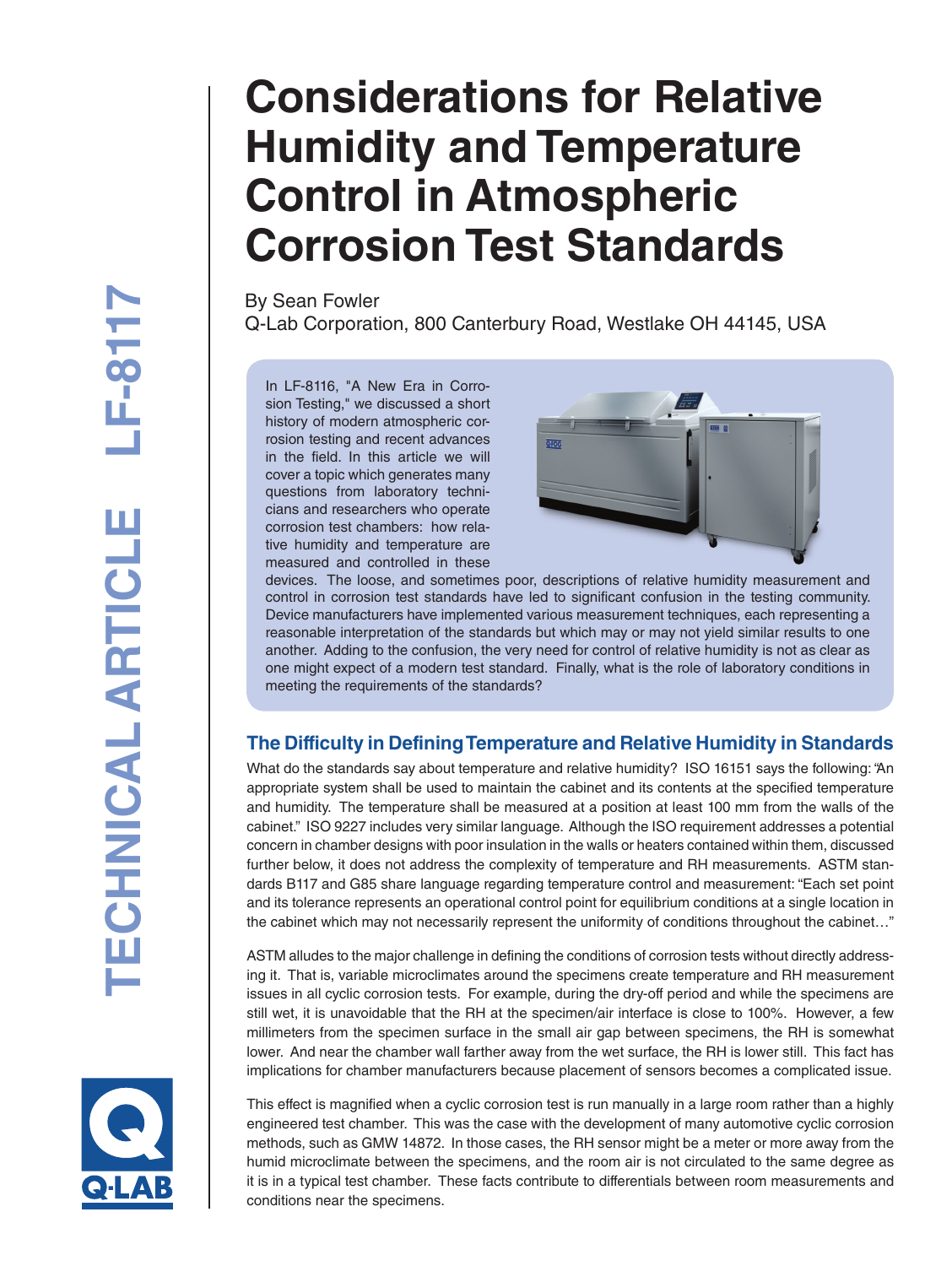# Considerations for Relative Humidity and Temperature Control in Atmospheric Corrosion Test Standards

By Sean Fowler
Q-Lab Corporation, 800 Canterbury Road, Westlake OH 44145, USA

In LF-8116, "A New Era in Corrosion Testing," we discussed a short history of modern atmospheric corrosion testing and recent advances in the field. In this article we will cover a topic which generates many questions from laboratory technicians and researchers who operate corrosion test chambers: how relative humidity and temperature are measured and controlled in these devices. The loose, and sometimes poor, descriptions of relative humidity measurement and control in corrosion test standards have led to significant confusion in the testing community. Device manufacturers have implemented various measurement techniques, each representing a reasonable interpretation of the standards but which may or may not yield similar results to one another. Adding to the confusion, the very need for control of relative humidity is not as clear as one might expect of a modern test standard. Finally, what is the role of laboratory conditions in meeting the requirements of the standards?

## The Difficulty in Defining Temperature and Relative Humidity in Standards

What do the standards say about temperature and relative humidity? ISO 16151 says the following: "An appropriate system shall be used to maintain the cabinet and its contents at the specified temperature and humidity. The temperature shall be measured at a position at least 100 mm from the walls of the cabinet." ISO 9227 includes very similar language. Although the ISO requirement addresses a potential concern in chamber designs with poor insulation in the walls or heaters contained within them, discussed further below, it does not address the complexity of temperature and RH measurements. ASTM standards B117 and G85 share language regarding temperature control and measurement: "Each set point and its tolerance represents an operational control point for equilibrium conditions at a single location in the cabinet which may not necessarily represent the uniformity of conditions throughout the cabinet…"

ASTM alludes to the major challenge in defining the conditions of corrosion tests without directly addressing it. That is, variable microclimates around the specimens create temperature and RH measurement issues in all cyclic corrosion tests. For example, during the dry-off period and while the specimens are still wet, it is unavoidable that the RH at the specimen/air interface is close to 100%. However, a few millimeters from the specimen surface in the small air gap between specimens, the RH is somewhat lower. And near the chamber wall farther away from the wet surface, the RH is lower still. This fact has implications for chamber manufacturers because placement of sensors becomes a complicated issue.

This effect is magnified when a cyclic corrosion test is run manually in a large room rather than a highly engineered test chamber. This was the case with the development of many automotive cyclic corrosion methods, such as GMW 14872. In those cases, the RH sensor might be a meter or more away from the humid microclimate between the specimens, and the room air is not circulated to the same degree as it is in a typical test chamber. These facts contribute to differentials between room measurements and conditions near the specimens.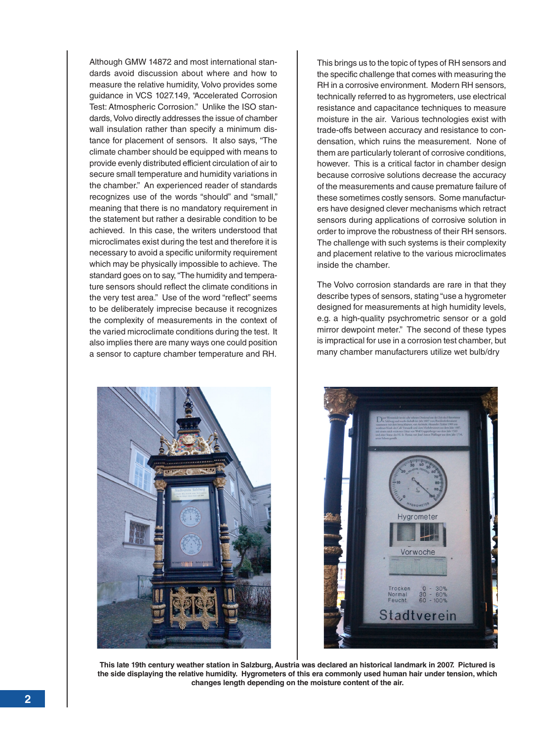Although GMW 14872 and most international standards avoid discussion about where and how to measure the relative humidity, Volvo provides some guidance in VCS 1027.149, "Accelerated Corrosion Test: Atmospheric Corrosion." Unlike the ISO standards, Volvo directly addresses the issue of chamber wall insulation rather than specify a minimum distance for placement of sensors. It also says, "The climate chamber should be equipped with means to provide evenly distributed efficient circulation of air to secure small temperature and humidity variations in the chamber." An experienced reader of standards recognizes use of the words "should" and "small," meaning that there is no mandatory requirement in the statement but rather a desirable condition to be achieved. In this case, the writers understood that microclimates exist during the test and therefore it is necessary to avoid a specific uniformity requirement which may be physically impossible to achieve. The standard goes on to say, "The humidity and temperature sensors should reflect the climate conditions in the very test area." Use of the word "reflect" seems to be deliberately imprecise because it recognizes the complexity of measurements in the context of the varied microclimate conditions during the test. It also implies there are many ways one could position a sensor to capture chamber temperature and RH.

This brings us to the topic of types of RH sensors and the specific challenge that comes with measuring the RH in a corrosive environment. Modern RH sensors, technically referred to as hygrometers, use electrical resistance and capacitance techniques to measure moisture in the air. Various technologies exist with trade-offs between accuracy and resistance to condensation, which ruins the measurement. None of them are particularly tolerant of corrosive conditions, however. This is a critical factor in chamber design because corrosive solutions decrease the accuracy of the measurements and cause premature failure of these sometimes costly sensors. Some manufacturers have designed clever mechanisms which retract sensors during applications of corrosive solution in order to improve the robustness of their RH sensors. The challenge with such systems is their complexity and placement relative to the various microclimates inside the chamber.

The Volvo corrosion standards are rare in that they describe types of sensors, stating "use a hygrometer designed for measurements at high humidity levels, e.g. a high-quality psychrometric sensor or a gold mirror dewpoint meter." The second of these types is impractical for use in a corrosion test chamber, but many chamber manufacturers utilize wet bulb/dry

**This late 19th century weather station in Salzburg, Austria was declared an historical landmark in 2007. Pictured is the side displaying the relative humidity. Hygrometers of this era commonly used human hair under tension, which changes length depending on the moisture content of the air.**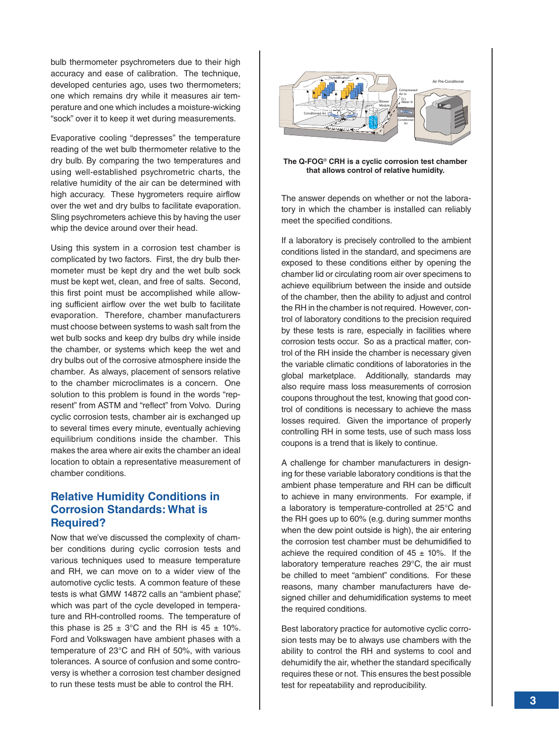bulb thermometer psychrometers due to their high accuracy and ease of calibration. The technique, developed centuries ago, uses two thermometers; one which remains dry while it measures air temperature and one which includes a moisture-wicking "sock" over it to keep it wet during measurements.

Evaporative cooling "depresses" the temperature reading of the wet bulb thermometer relative to the dry bulb. By comparing the two temperatures and using well-established psychrometric charts, the relative humidity of the air can be determined with high accuracy. These hygrometers require airflow over the wet and dry bulbs to facilitate evaporation. Sling psychrometers achieve this by having the user whip the device around over their head.

Using this system in a corrosion test chamber is complicated by two factors. First, the dry bulb thermometer must be kept dry and the wet bulb sock must be kept wet, clean, and free of salts. Second, this first point must be accomplished while allowing sufficient airflow over the wet bulb to facilitate evaporation. Therefore, chamber manufacturers must choose between systems to wash salt from the wet bulb socks and keep dry bulbs dry while inside the chamber, or systems which keep the wet and dry bulbs out of the corrosive atmosphere inside the chamber. As always, placement of sensors relative to the chamber microclimates is a concern. One solution to this problem is found in the words "represent" from ASTM and "reflect" from Volvo. During cyclic corrosion tests, chamber air is exchanged up to several times every minute, eventually achieving equilibrium conditions inside the chamber. This makes the area where air exits the chamber an ideal location to obtain a representative measurement of chamber conditions.

## Relative Humidity Conditions in Corrosion Standards: What is Required?

Now that we've discussed the complexity of chamber conditions during cyclic corrosion tests and various techniques used to measure temperature and RH, we can move on to a wider view of the automotive cyclic tests. A common feature of these tests is what GMW 14872 calls an "ambient phase", which was part of the cycle developed in temperature and RH-controlled rooms. The temperature of this phase is 25 ± 3°C and the RH is 45 ± 10%. Ford and Volkswagen have ambient phases with a temperature of 23°C and RH of 50%, with various tolerances. A source of confusion and some controversy is whether a corrosion test chamber designed to run these tests must be able to control the RH.

**The Q-FOG® CRH is a cyclic corrosion test chamber that allows control of relative humidity.**

The answer depends on whether or not the laboratory in which the chamber is installed can reliably meet the specified conditions.

If a laboratory is precisely controlled to the ambient conditions listed in the standard, and specimens are exposed to these conditions either by opening the chamber lid or circulating room air over specimens to achieve equilibrium between the inside and outside of the chamber, then the ability to adjust and control the RH in the chamber is not required. However, control of laboratory conditions to the precision required by these tests is rare, especially in facilities where corrosion tests occur. So as a practical matter, control of the RH inside the chamber is necessary given the variable climatic conditions of laboratories in the global marketplace. Additionally, standards may also require mass loss measurements of corrosion coupons throughout the test, knowing that good control of conditions is necessary to achieve the mass losses required. Given the importance of properly controlling RH in some tests, use of such mass loss coupons is a trend that is likely to continue.

A challenge for chamber manufacturers in designing for these variable laboratory conditions is that the ambient phase temperature and RH can be difficult to achieve in many environments. For example, if a laboratory is temperature-controlled at 25°C and the RH goes up to 60% (e.g. during summer months when the dew point outside is high), the air entering the corrosion test chamber must be dehumidified to achieve the required condition of 45 ± 10%. If the laboratory temperature reaches 29°C, the air must be chilled to meet "ambient" conditions. For these reasons, many chamber manufacturers have designed chiller and dehumidification systems to meet the required conditions.

Best laboratory practice for automotive cyclic corrosion tests may be to always use chambers with the ability to control the RH and systems to cool and dehumidify the air, whether the standard specifically requires these or not. This ensures the best possible test for repeatability and reproducibility.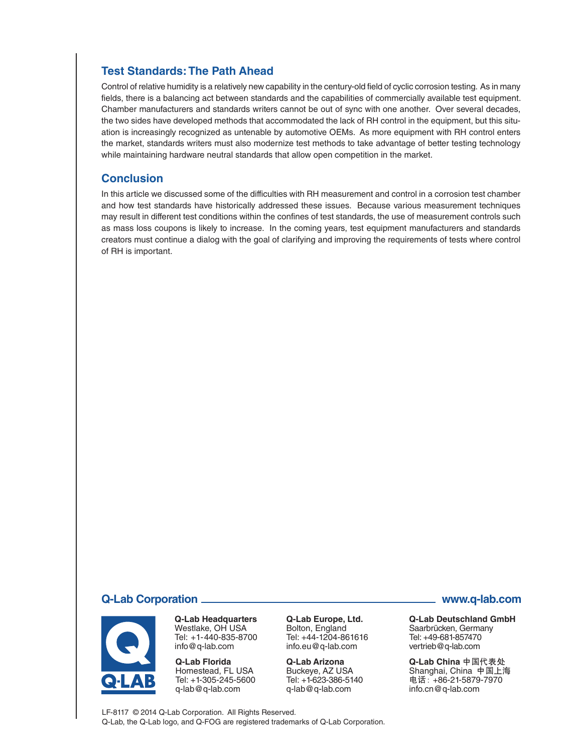## Test Standards: The Path Ahead

Control of relative humidity is a relatively new capability in the century-old field of cyclic corrosion testing. As in many fields, there is a balancing act between standards and the capabilities of commercially available test equipment. Chamber manufacturers and standards writers cannot be out of sync with one another. Over several decades, the two sides have developed methods that accommodated the lack of RH control in the equipment, but this situation is increasingly recognized as untenable by automotive OEMs. As more equipment with RH control enters the market, standards writers must also modernize test methods to take advantage of better testing technology while maintaining hardware neutral standards that allow open competition in the market.

## Conclusion

In this article we discussed some of the difficulties with RH measurement and control in a corrosion test chamber and how test standards have historically addressed these issues. Because various measurement techniques may result in different test conditions within the confines of test standards, the use of measurement controls such as mass loss coupons is likely to increase. In the coming years, test equipment manufacturers and standards creators must continue a dialog with the goal of clarifying and improving the requirements of tests where control of RH is important.

**Q-Lab Corporation** — **www.q-lab.com**

**Q-Lab Headquarters**
Westlake, OH USA
Tel: +1-440-835-8700
info@q-lab.com

**Q-Lab Florida**
Homestead, FL USA
Tel: +1-305-245-5600
q-lab@q-lab.com

**Q-Lab Europe, Ltd.**
Bolton, England
Tel: +44-1204-861616
info.eu@q-lab.com

**Q-Lab Arizona**
Buckeye, AZ USA
Tel: +1-623-386-5140
q-lab@q-lab.com

**Q-Lab Deutschland GmbH**
Saarbrücken, Germany
Tel: +49-681-857470
vertrieb@q-lab.com

**Q-Lab China 中国代表处**
Shanghai, China 中国上海
电话: +86-21-5879-7970
info.cn@q-lab.com

LF-8117 © 2014 Q-Lab Corporation. All Rights Reserved.
Q-Lab, the Q-Lab logo, and Q-FOG are registered trademarks of Q-Lab Corporation.